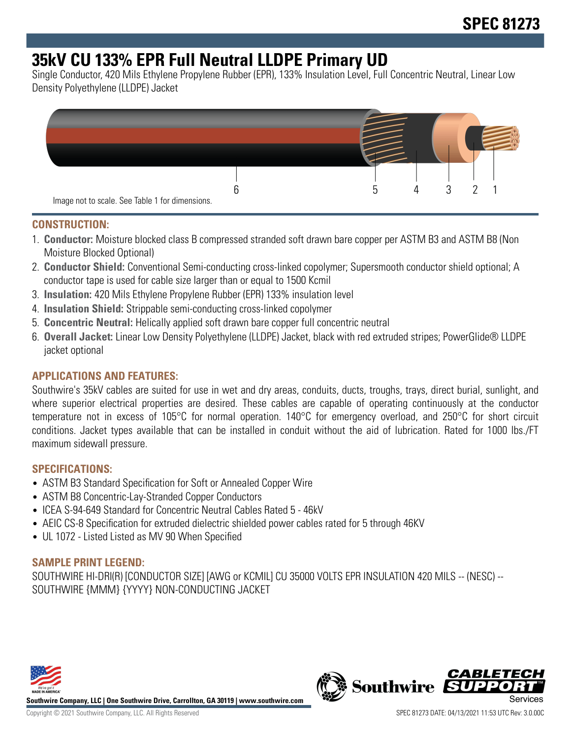# SPEC 81273

## 35kV CU 133% EPR Full Neutral LLDPE Primary UD

Single Conductor, 420 Mils Ethylene Propylene Rubber (EPR), 133% Insulation Level, Full Concentric Neutral, Linear Low Density Polyethylene (LLDPE) Jacket

6 5 4 3 2 1

Image not to scale. See Table 1 for dimensions.

### CONSTRUCTION:

1. **Conductor:** Moisture blocked class B compressed stranded soft drawn bare copper per ASTM B3 and ASTM B8 (Non Moisture Blocked Optional)
2. **Conductor Shield:** Conventional Semi-conducting cross-linked copolymer; Supersmooth conductor shield optional; A conductor tape is used for cable size larger than or equal to 1500 Kcmil
3. **Insulation:** 420 Mils Ethylene Propylene Rubber (EPR) 133% insulation level
4. **Insulation Shield:** Strippable semi-conducting cross-linked copolymer
5. **Concentric Neutral:** Helically applied soft drawn bare copper full concentric neutral
6. **Overall Jacket:** Linear Low Density Polyethylene (LLDPE) Jacket, black with red extruded stripes; PowerGlide® LLDPE jacket optional

### APPLICATIONS AND FEATURES:

Southwire's 35kV cables are suited for use in wet and dry areas, conduits, ducts, troughs, trays, direct burial, sunlight, and where superior electrical properties are desired. These cables are capable of operating continuously at the conductor temperature not in excess of 105°C for normal operation. 140°C for emergency overload, and 250°C for short circuit conditions. Jacket types available that can be installed in conduit without the aid of lubrication. Rated for 1000 lbs./FT maximum sidewall pressure.

### SPECIFICATIONS:

- ASTM B3 Standard Specification for Soft or Annealed Copper Wire
- ASTM B8 Concentric-Lay-Stranded Copper Conductors
- ICEA S-94-649 Standard for Concentric Neutral Cables Rated 5 - 46kV
- AEIC CS-8 Specification for extruded dielectric shielded power cables rated for 5 through 46KV
- UL 1072 - Listed Listed as MV 90 When Specified

### SAMPLE PRINT LEGEND:

SOUTHWIRE HI-DRI(R) [CONDUCTOR SIZE] [AWG or KCMIL] CU 35000 VOLTS EPR INSULATION 420 MILS -- (NESC) -- SOUTHWIRE {MMM} {YYYY} NON-CONDUCTING JACKET

**Southwire Company, LLC | One Southwire Drive, Carrollton, GA 30119 | www.southwire.com**

Copyright © 2021 Southwire Company, LLC. All Rights Reserved

SPEC 81273 DATE: 04/13/2021 11:53 UTC Rev: 3.0.00C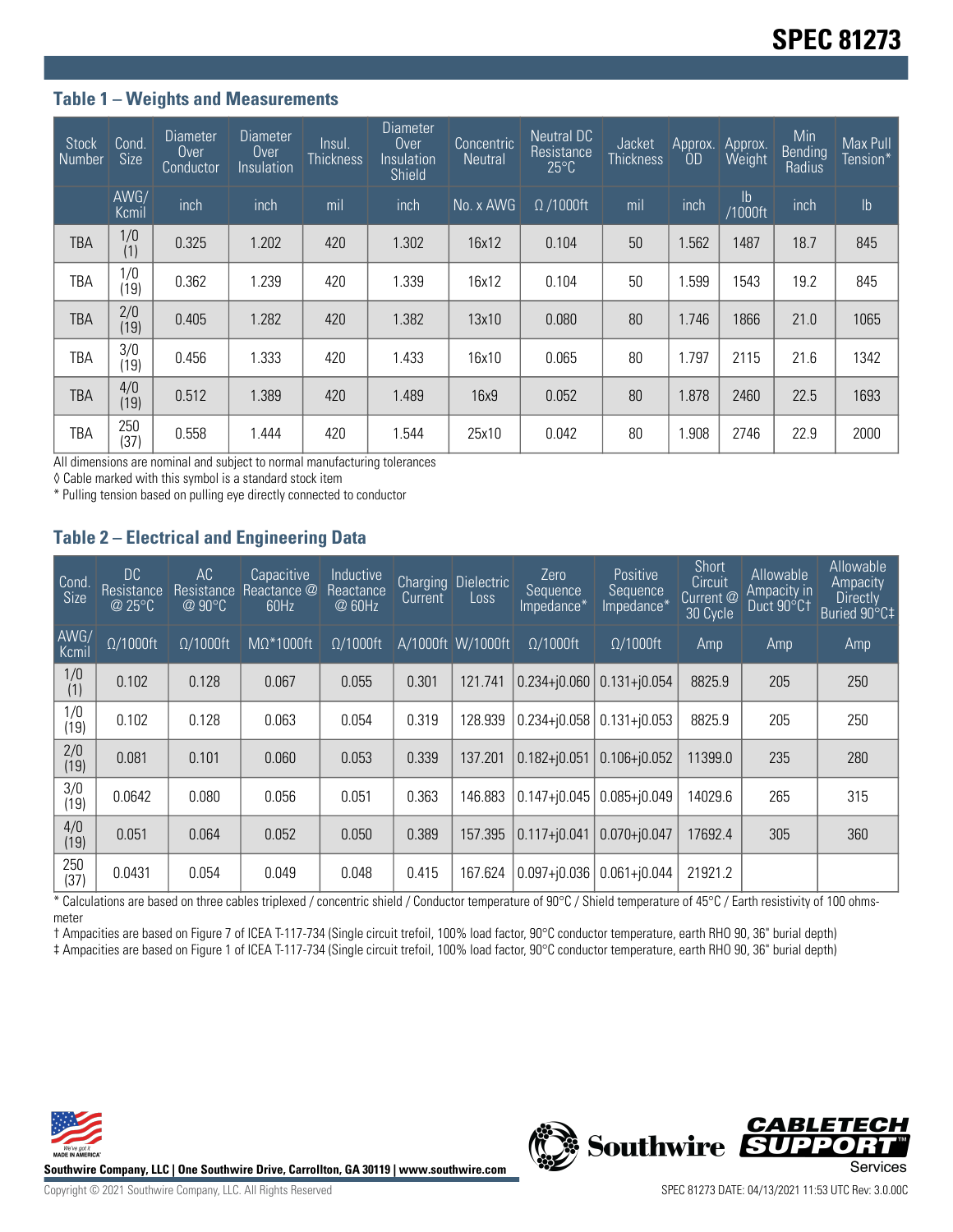# SPEC 81273

### Table 1 – Weights and Measurements

| Stock Number | Cond. Size | Diameter Over Conductor | Diameter Over Insulation | Insul. Thickness | Diameter Over Insulation Shield | Concentric Neutral | Neutral DC Resistance 25°C | Jacket Thickness | Approx. OD | Approx. Weight | Min Bending Radius | Max Pull Tension* |
|---|---|---|---|---|---|---|---|---|---|---|---|---|
| | AWG/ Kcmil | inch | inch | mil | inch | No. x AWG | Ω /1000ft | mil | inch | lb /1000ft | inch | lb |
| TBA | 1/0 (1) | 0.325 | 1.202 | 420 | 1.302 | 16x12 | 0.104 | 50 | 1.562 | 1487 | 18.7 | 845 |
| TBA | 1/0 (19) | 0.362 | 1.239 | 420 | 1.339 | 16x12 | 0.104 | 50 | 1.599 | 1543 | 19.2 | 845 |
| TBA | 2/0 (19) | 0.405 | 1.282 | 420 | 1.382 | 13x10 | 0.080 | 80 | 1.746 | 1866 | 21.0 | 1065 |
| TBA | 3/0 (19) | 0.456 | 1.333 | 420 | 1.433 | 16x10 | 0.065 | 80 | 1.797 | 2115 | 21.6 | 1342 |
| TBA | 4/0 (19) | 0.512 | 1.389 | 420 | 1.489 | 16x9 | 0.052 | 80 | 1.878 | 2460 | 22.5 | 1693 |
| TBA | 250 (37) | 0.558 | 1.444 | 420 | 1.544 | 25x10 | 0.042 | 80 | 1.908 | 2746 | 22.9 | 2000 |

All dimensions are nominal and subject to normal manufacturing tolerances

◊ Cable marked with this symbol is a standard stock item

* Pulling tension based on pulling eye directly connected to conductor

### Table 2 – Electrical and Engineering Data

| Cond. Size | DC Resistance @ 25°C | AC Resistance @ 90°C | Capacitive Reactance @ 60Hz | Inductive Reactance @ 60Hz | Charging Current | Dielectric Loss | Zero Sequence Impedance* | Positive Sequence Impedance* | Short Circuit Current @ 30 Cycle | Allowable Ampacity in Duct 90°C† | Allowable Ampacity Directly Buried 90°C‡ |
|---|---|---|---|---|---|---|---|---|---|---|---|
| AWG/ Kcmil | Ω/1000ft | Ω/1000ft | MΩ*1000ft | Ω/1000ft | A/1000ft | W/1000ft | Ω/1000ft | Ω/1000ft | Amp | Amp | Amp |
| 1/0 (1) | 0.102 | 0.128 | 0.067 | 0.055 | 0.301 | 121.741 | 0.234+j0.060 | 0.131+j0.054 | 8825.9 | 205 | 250 |
| 1/0 (19) | 0.102 | 0.128 | 0.063 | 0.054 | 0.319 | 128.939 | 0.234+j0.058 | 0.131+j0.053 | 8825.9 | 205 | 250 |
| 2/0 (19) | 0.081 | 0.101 | 0.060 | 0.053 | 0.339 | 137.201 | 0.182+j0.051 | 0.106+j0.052 | 11399.0 | 235 | 280 |
| 3/0 (19) | 0.0642 | 0.080 | 0.056 | 0.051 | 0.363 | 146.883 | 0.147+j0.045 | 0.085+j0.049 | 14029.6 | 265 | 315 |
| 4/0 (19) | 0.051 | 0.064 | 0.052 | 0.050 | 0.389 | 157.395 | 0.117+j0.041 | 0.070+j0.047 | 17692.4 | 305 | 360 |
| 250 (37) | 0.0431 | 0.054 | 0.049 | 0.048 | 0.415 | 167.624 | 0.097+j0.036 | 0.061+j0.044 | 21921.2 | | |

* Calculations are based on three cables triplexed / concentric shield / Conductor temperature of 90°C / Shield temperature of 45°C / Earth resistivity of 100 ohms-meter

† Ampacities are based on Figure 7 of ICEA T-117-734 (Single circuit trefoil, 100% load factor, 90°C conductor temperature, earth RHO 90, 36" burial depth)

‡ Ampacities are based on Figure 1 of ICEA T-117-734 (Single circuit trefoil, 100% load factor, 90°C conductor temperature, earth RHO 90, 36" burial depth)

Southwire Company, LLC | One Southwire Drive, Carrollton, GA 30119 | www.southwire.com

Copyright © 2021 Southwire Company, LLC. All Rights Reserved

SPEC 81273 DATE: 04/13/2021 11:53 UTC Rev: 3.0.00C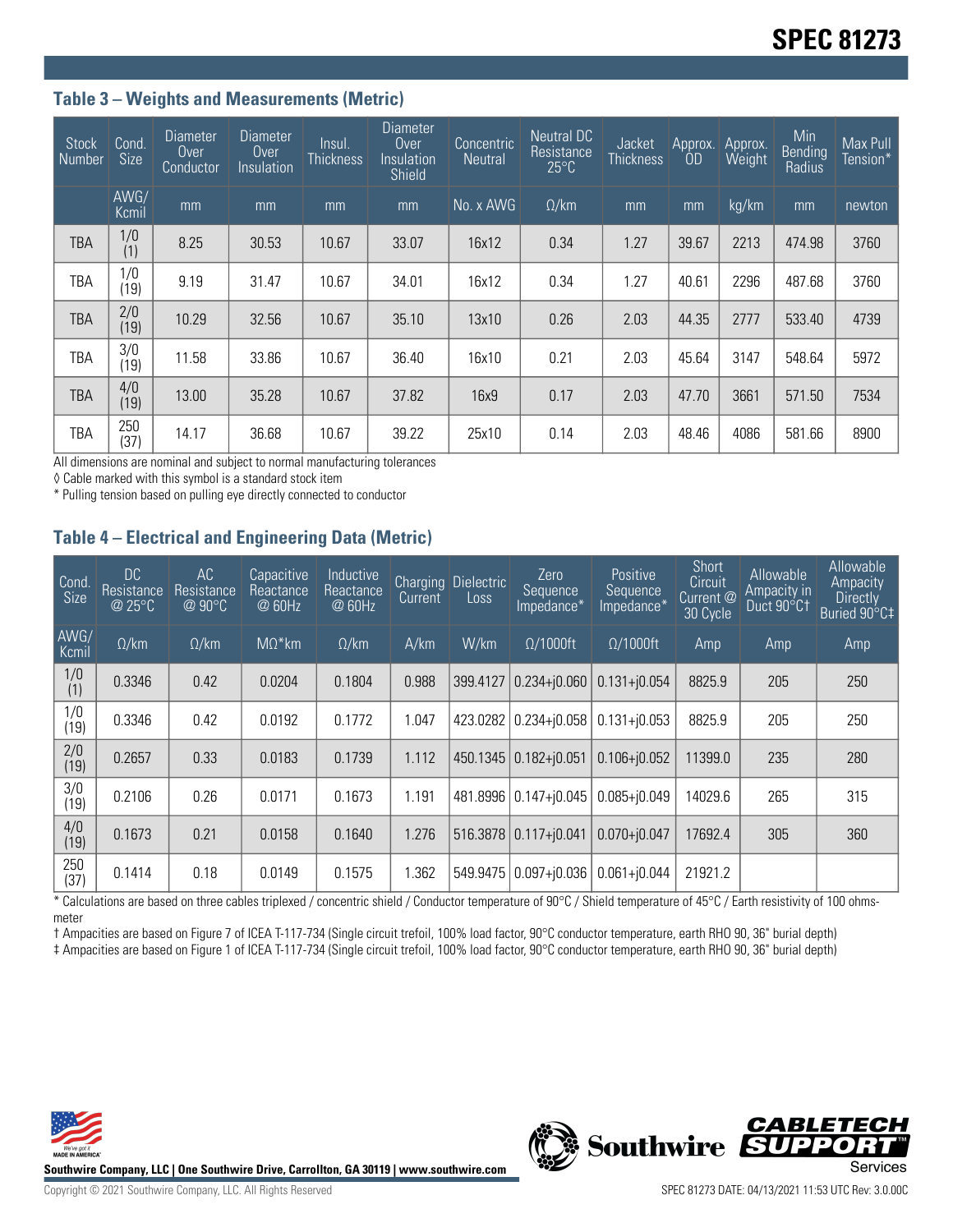# SPEC 81273

### Table 3 – Weights and Measurements (Metric)

| Stock Number | Cond. Size | Diameter Over Conductor | Diameter Over Insulation | Insul. Thickness | Diameter Over Insulation Shield | Concentric Neutral | Neutral DC Resistance 25°C | Jacket Thickness | Approx. OD | Approx. Weight | Min Bending Radius | Max Pull Tension* |
|---|---|---|---|---|---|---|---|---|---|---|---|---|
| | AWG/ Kcmil | mm | mm | mm | mm | No. x AWG | Ω/km | mm | mm | kg/km | mm | newton |
| TBA | 1/0 (1) | 8.25 | 30.53 | 10.67 | 33.07 | 16x12 | 0.34 | 1.27 | 39.67 | 2213 | 474.98 | 3760 |
| TBA | 1/0 (19) | 9.19 | 31.47 | 10.67 | 34.01 | 16x12 | 0.34 | 1.27 | 40.61 | 2296 | 487.68 | 3760 |
| TBA | 2/0 (19) | 10.29 | 32.56 | 10.67 | 35.10 | 13x10 | 0.26 | 2.03 | 44.35 | 2777 | 533.40 | 4739 |
| TBA | 3/0 (19) | 11.58 | 33.86 | 10.67 | 36.40 | 16x10 | 0.21 | 2.03 | 45.64 | 3147 | 548.64 | 5972 |
| TBA | 4/0 (19) | 13.00 | 35.28 | 10.67 | 37.82 | 16x9 | 0.17 | 2.03 | 47.70 | 3661 | 571.50 | 7534 |
| TBA | 250 (37) | 14.17 | 36.68 | 10.67 | 39.22 | 25x10 | 0.14 | 2.03 | 48.46 | 4086 | 581.66 | 8900 |

All dimensions are nominal and subject to normal manufacturing tolerances

◊ Cable marked with this symbol is a standard stock item

* Pulling tension based on pulling eye directly connected to conductor

### Table 4 – Electrical and Engineering Data (Metric)

| Cond. Size | DC Resistance @ 25°C | AC Resistance @ 90°C | Capacitive Reactance @ 60Hz | Inductive Reactance @ 60Hz | Charging Current | Dielectric Loss | Zero Sequence Impedance* | Positive Sequence Impedance* | Short Circuit Current @ 30 Cycle | Allowable Ampacity in Duct 90°C† | Allowable Ampacity Directly Buried 90°C‡ |
|---|---|---|---|---|---|---|---|---|---|---|---|
| AWG/ Kcmil | Ω/km | Ω/km | MΩ*km | Ω/km | A/km | W/km | Ω/1000ft | Ω/1000ft | Amp | Amp | Amp |
| 1/0 (1) | 0.3346 | 0.42 | 0.0204 | 0.1804 | 0.988 | 399.4127 | 0.234+j0.060 | 0.131+j0.054 | 8825.9 | 205 | 250 |
| 1/0 (19) | 0.3346 | 0.42 | 0.0192 | 0.1772 | 1.047 | 423.0282 | 0.234+j0.058 | 0.131+j0.053 | 8825.9 | 205 | 250 |
| 2/0 (19) | 0.2657 | 0.33 | 0.0183 | 0.1739 | 1.112 | 450.1345 | 0.182+j0.051 | 0.106+j0.052 | 11399.0 | 235 | 280 |
| 3/0 (19) | 0.2106 | 0.26 | 0.0171 | 0.1673 | 1.191 | 481.8996 | 0.147+j0.045 | 0.085+j0.049 | 14029.6 | 265 | 315 |
| 4/0 (19) | 0.1673 | 0.21 | 0.0158 | 0.1640 | 1.276 | 516.3878 | 0.117+j0.041 | 0.070+j0.047 | 17692.4 | 305 | 360 |
| 250 (37) | 0.1414 | 0.18 | 0.0149 | 0.1575 | 1.362 | 549.9475 | 0.097+j0.036 | 0.061+j0.044 | 21921.2 | | |

* Calculations are based on three cables triplexed / concentric shield / Conductor temperature of 90°C / Shield temperature of 45°C / Earth resistivity of 100 ohms-meter

† Ampacities are based on Figure 7 of ICEA T-117-734 (Single circuit trefoil, 100% load factor, 90°C conductor temperature, earth RHO 90, 36" burial depth)

‡ Ampacities are based on Figure 1 of ICEA T-117-734 (Single circuit trefoil, 100% load factor, 90°C conductor temperature, earth RHO 90, 36" burial depth)

Southwire Company, LLC | One Southwire Drive, Carrollton, GA 30119 | www.southwire.com

Copyright © 2021 Southwire Company, LLC. All Rights Reserved

SPEC 81273 DATE: 04/13/2021 11:53 UTC Rev: 3.0.00C